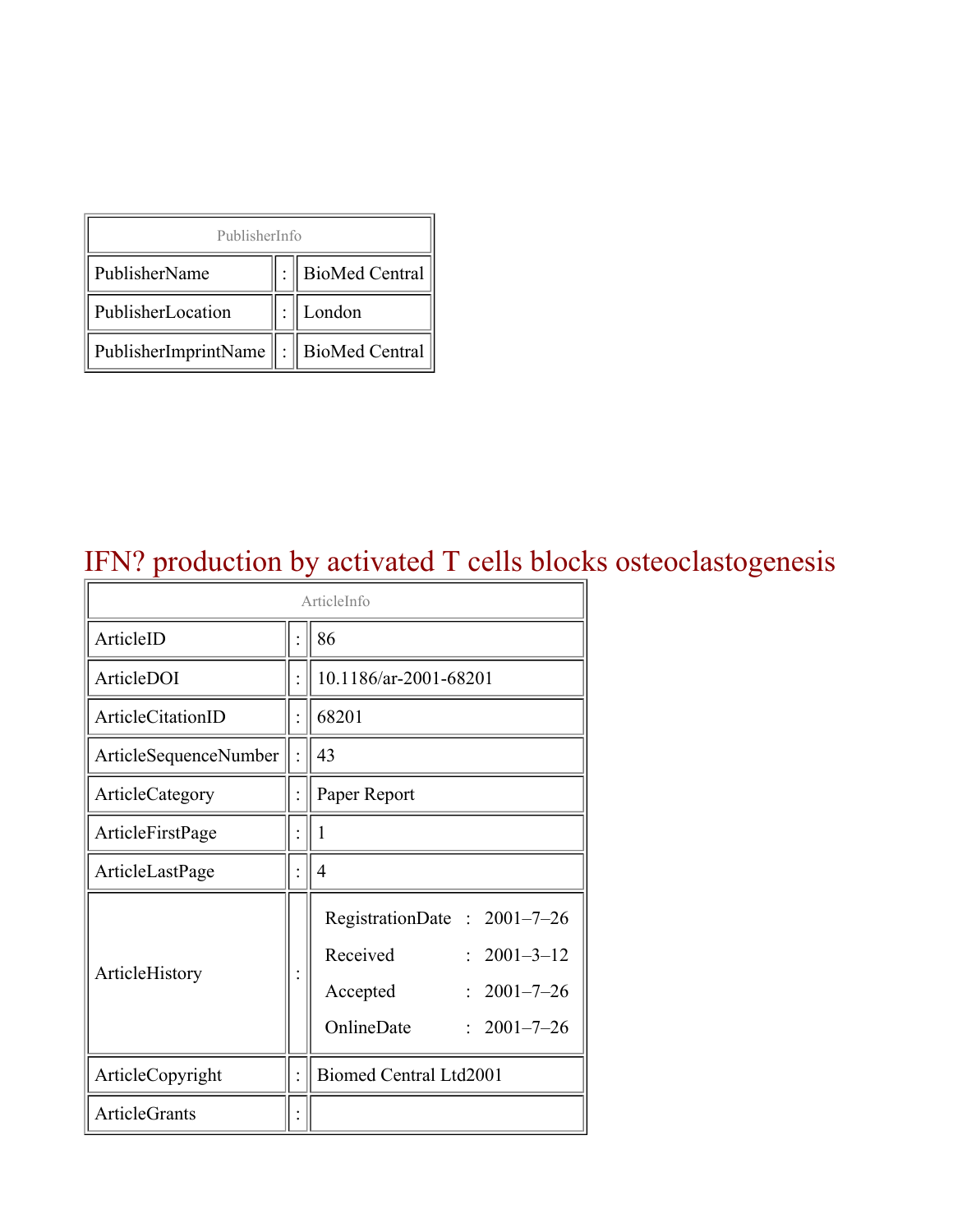| PublisherInfo | | |
|---|---|---|
| PublisherName | : | BioMed Central |
| PublisherLocation | : | London |
| PublisherImprintName | : | BioMed Central |

# IFN? production by activated T cells blocks osteoclastogenesis

| ArticleInfo | | |
|---|---|---|
| ArticleID | : | 86 |
| ArticleDOI | : | 10.1186/ar-2001-68201 |
| ArticleCitationID | : | 68201 |
| ArticleSequenceNumber | : | 43 |
| ArticleCategory | : | Paper Report |
| ArticleFirstPage | : | 1 |
| ArticleLastPage | : | 4 |
| ArticleHistory | : | RegistrationDate : 2001–7–26<br>Received : 2001–3–12<br>Accepted : 2001–7–26<br>OnlineDate : 2001–7–26 |
| ArticleCopyright | : | Biomed Central Ltd2001 |
| ArticleGrants | : | |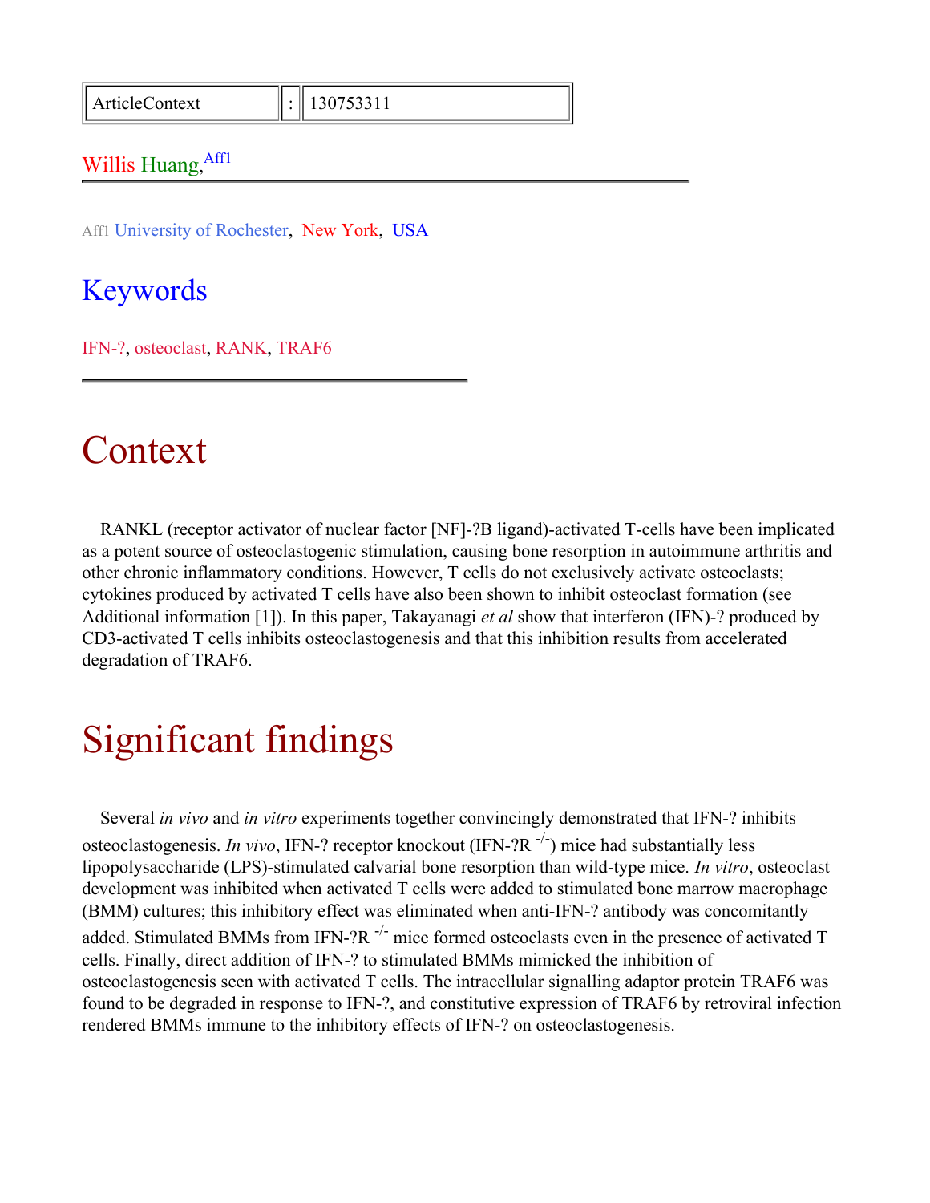| ArticleContext | : | 130753311 |
| --- | --- | --- |

Willis Huang,[Aff1]

---

Aff1 University of Rochester, New York, USA

## Keywords

IFN-?, osteoclast, RANK, TRAF6

---

# Context

RANKL (receptor activator of nuclear factor [NF]-?B ligand)-activated T-cells have been implicated as a potent source of osteoclastogenic stimulation, causing bone resorption in autoimmune arthritis and other chronic inflammatory conditions. However, T cells do not exclusively activate osteoclasts; cytokines produced by activated T cells have also been shown to inhibit osteoclast formation (see Additional information [1]). In this paper, Takayanagi *et al* show that interferon (IFN)-? produced by CD3-activated T cells inhibits osteoclastogenesis and that this inhibition results from accelerated degradation of TRAF6.

# Significant findings

Several *in vivo* and *in vitro* experiments together convincingly demonstrated that IFN-? inhibits osteoclastogenesis. *In vivo*, IFN-? receptor knockout (IFN-?R $^{-/-}$) mice had substantially less lipopolysaccharide (LPS)-stimulated calvarial bone resorption than wild-type mice. *In vitro*, osteoclast development was inhibited when activated T cells were added to stimulated bone marrow macrophage (BMM) cultures; this inhibitory effect was eliminated when anti-IFN-? antibody was concomitantly added. Stimulated BMMs from IFN-?R $^{-/-}$ mice formed osteoclasts even in the presence of activated T cells. Finally, direct addition of IFN-? to stimulated BMMs mimicked the inhibition of osteoclastogenesis seen with activated T cells. The intracellular signalling adaptor protein TRAF6 was found to be degraded in response to IFN-?, and constitutive expression of TRAF6 by retroviral infection rendered BMMs immune to the inhibitory effects of IFN-? on osteoclastogenesis.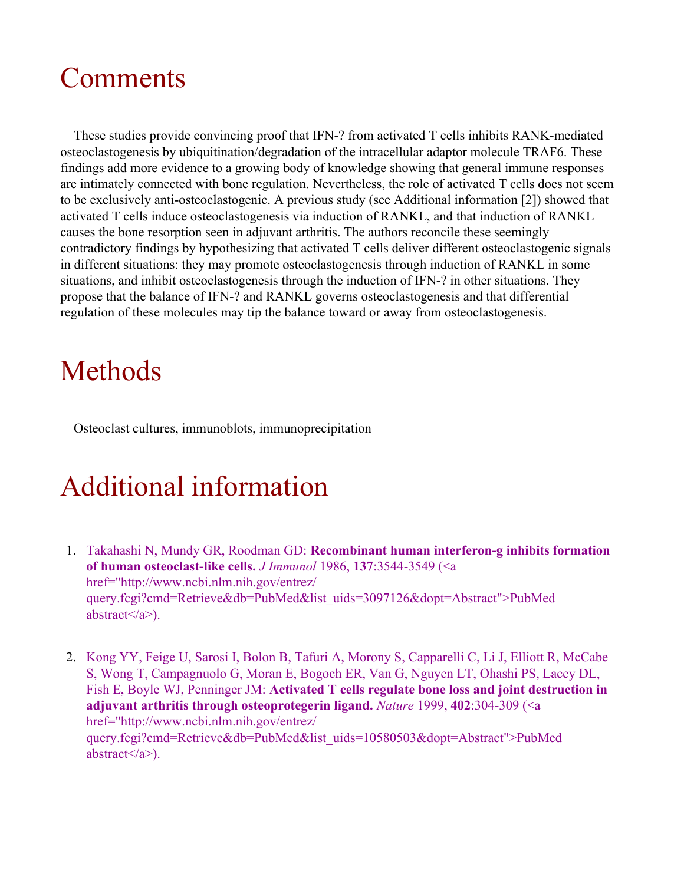# Comments

These studies provide convincing proof that IFN-? from activated T cells inhibits RANK-mediated osteoclastogenesis by ubiquitination/degradation of the intracellular adaptor molecule TRAF6. These findings add more evidence to a growing body of knowledge showing that general immune responses are intimately connected with bone regulation. Nevertheless, the role of activated T cells does not seem to be exclusively anti-osteoclastogenic. A previous study (see Additional information [2]) showed that activated T cells induce osteoclastogenesis via induction of RANKL, and that induction of RANKL causes the bone resorption seen in adjuvant arthritis. The authors reconcile these seemingly contradictory findings by hypothesizing that activated T cells deliver different osteoclastogenic signals in different situations: they may promote osteoclastogenesis through induction of RANKL in some situations, and inhibit osteoclastogenesis through the induction of IFN-? in other situations. They propose that the balance of IFN-? and RANKL governs osteoclastogenesis and that differential regulation of these molecules may tip the balance toward or away from osteoclastogenesis.

# Methods

Osteoclast cultures, immunoblots, immunoprecipitation

# Additional information

1. Takahashi N, Mundy GR, Roodman GD: **Recombinant human interferon-g inhibits formation of human osteoclast-like cells.** *J Immunol* 1986, **137**:3544-3549 (<a href="http://www.ncbi.nlm.nih.gov/entrez/query.fcgi?cmd=Retrieve&db=PubMed&list_uids=3097126&dopt=Abstract">PubMed abstract</a>).

2. Kong YY, Feige U, Sarosi I, Bolon B, Tafuri A, Morony S, Capparelli C, Li J, Elliott R, McCabe S, Wong T, Campagnuolo G, Moran E, Bogoch ER, Van G, Nguyen LT, Ohashi PS, Lacey DL, Fish E, Boyle WJ, Penninger JM: **Activated T cells regulate bone loss and joint destruction in adjuvant arthritis through osteoprotegerin ligand.** *Nature* 1999, **402**:304-309 (<a href="http://www.ncbi.nlm.nih.gov/entrez/query.fcgi?cmd=Retrieve&db=PubMed&list_uids=10580503&dopt=Abstract">PubMed abstract</a>).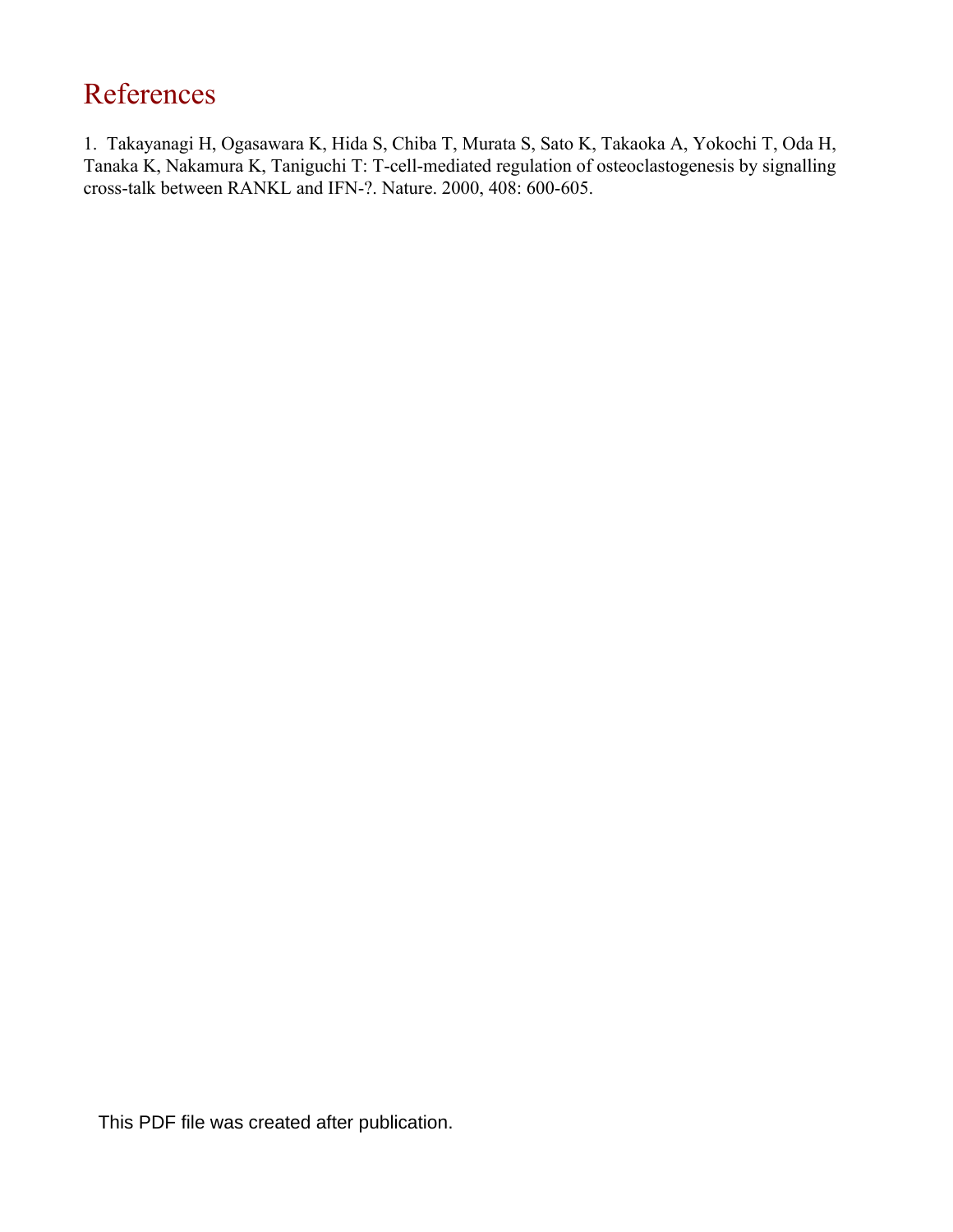# References

1. Takayanagi H, Ogasawara K, Hida S, Chiba T, Murata S, Sato K, Takaoka A, Yokochi T, Oda H, Tanaka K, Nakamura K, Taniguchi T: T-cell-mediated regulation of osteoclastogenesis by signalling cross-talk between RANKL and IFN-?. Nature. 2000, 408: 600-605.

This PDF file was created after publication.